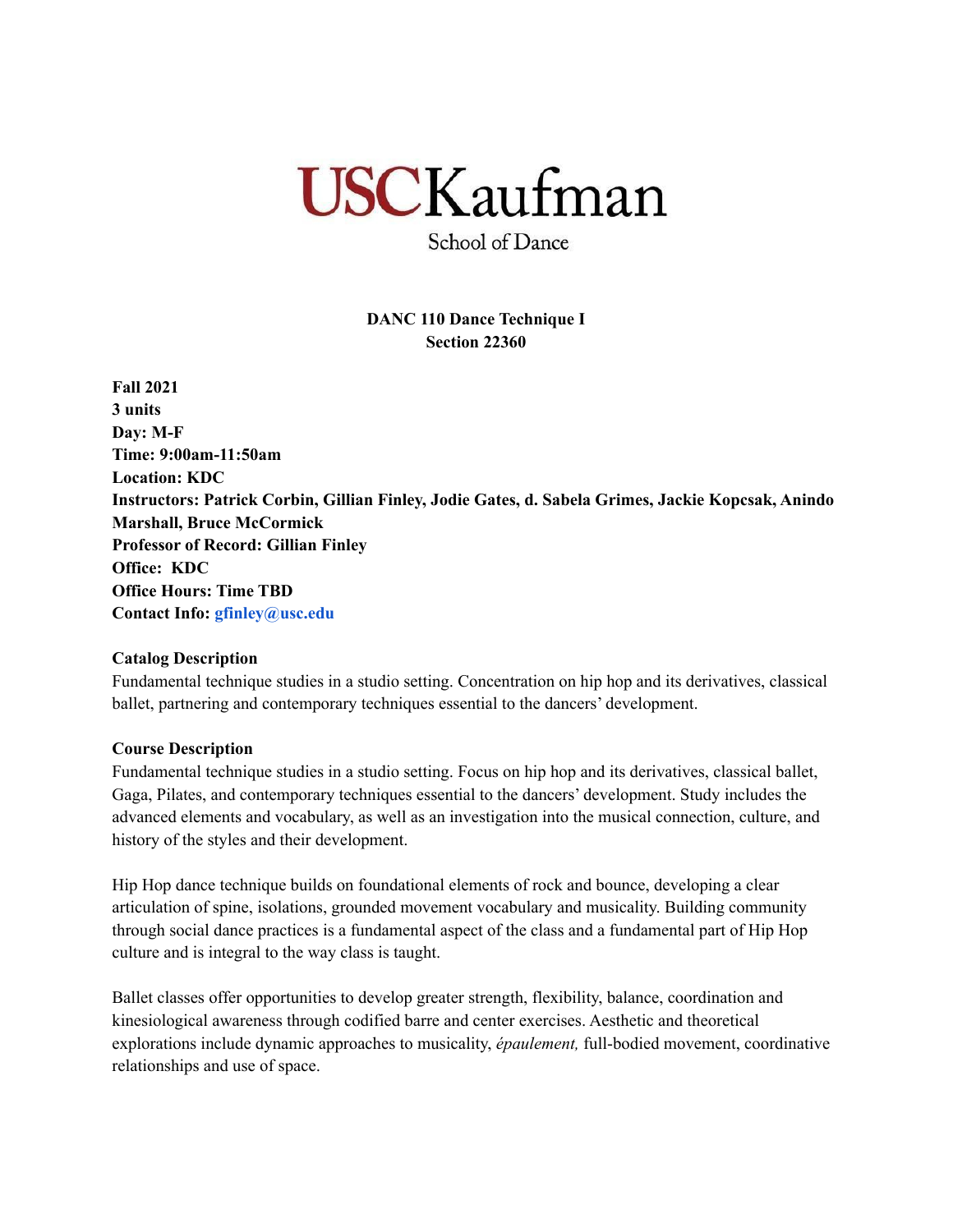# USC Kaufman

School of Dance

**DANC 110 Dance Technique I**
**Section 22360**

**Fall 2021**
**3 units**
**Day: M-F**
**Time: 9:00am-11:50am**
**Location: KDC**
**Instructors: Patrick Corbin, Gillian Finley, Jodie Gates, d. Sabela Grimes, Jackie Kopcsak, Anindo Marshall, Bruce McCormick**
**Professor of Record: Gillian Finley**
**Office: KDC**
**Office Hours: Time TBD**
**Contact Info: gfinley@usc.edu**

**Catalog Description**

Fundamental technique studies in a studio setting. Concentration on hip hop and its derivatives, classical ballet, partnering and contemporary techniques essential to the dancers' development.

**Course Description**

Fundamental technique studies in a studio setting. Focus on hip hop and its derivatives, classical ballet, Gaga, Pilates, and contemporary techniques essential to the dancers' development. Study includes the advanced elements and vocabulary, as well as an investigation into the musical connection, culture, and history of the styles and their development.

Hip Hop dance technique builds on foundational elements of rock and bounce, developing a clear articulation of spine, isolations, grounded movement vocabulary and musicality. Building community through social dance practices is a fundamental aspect of the class and a fundamental part of Hip Hop culture and is integral to the way class is taught.

Ballet classes offer opportunities to develop greater strength, flexibility, balance, coordination and kinesiological awareness through codified barre and center exercises. Aesthetic and theoretical explorations include dynamic approaches to musicality, *épaulement,* full-bodied movement, coordinative relationships and use of space.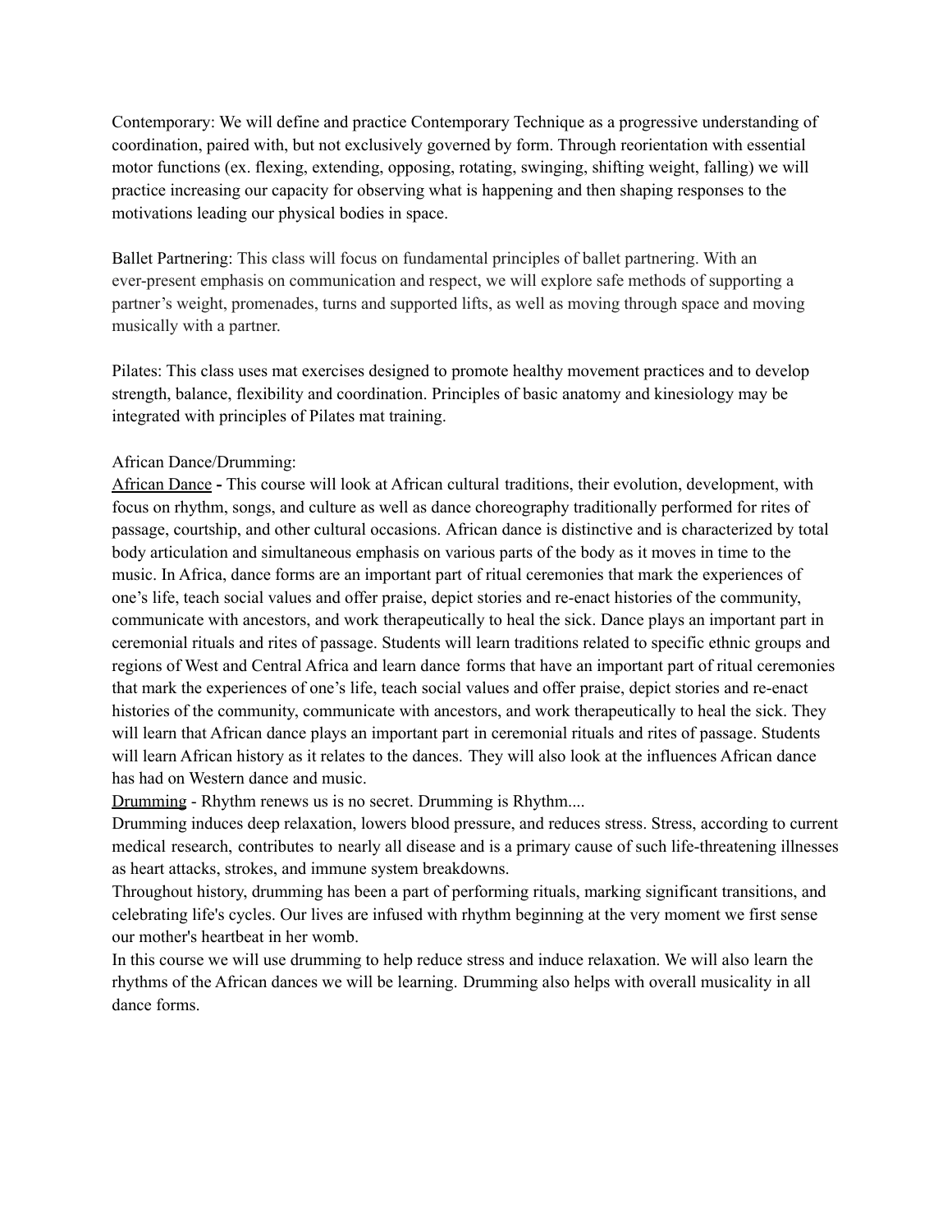Contemporary: We will define and practice Contemporary Technique as a progressive understanding of coordination, paired with, but not exclusively governed by form. Through reorientation with essential motor functions (ex. flexing, extending, opposing, rotating, swinging, shifting weight, falling) we will practice increasing our capacity for observing what is happening and then shaping responses to the motivations leading our physical bodies in space.

Ballet Partnering: This class will focus on fundamental principles of ballet partnering. With an ever-present emphasis on communication and respect, we will explore safe methods of supporting a partner's weight, promenades, turns and supported lifts, as well as moving through space and moving musically with a partner.

Pilates: This class uses mat exercises designed to promote healthy movement practices and to develop strength, balance, flexibility and coordination. Principles of basic anatomy and kinesiology may be integrated with principles of Pilates mat training.

African Dance/Drumming:

African Dance **-** This course will look at African cultural traditions, their evolution, development, with focus on rhythm, songs, and culture as well as dance choreography traditionally performed for rites of passage, courtship, and other cultural occasions. African dance is distinctive and is characterized by total body articulation and simultaneous emphasis on various parts of the body as it moves in time to the music. In Africa, dance forms are an important part of ritual ceremonies that mark the experiences of one's life, teach social values and offer praise, depict stories and re-enact histories of the community, communicate with ancestors, and work therapeutically to heal the sick. Dance plays an important part in ceremonial rituals and rites of passage. Students will learn traditions related to specific ethnic groups and regions of West and Central Africa and learn dance forms that have an important part of ritual ceremonies that mark the experiences of one's life, teach social values and offer praise, depict stories and re-enact histories of the community, communicate with ancestors, and work therapeutically to heal the sick. They will learn that African dance plays an important part in ceremonial rituals and rites of passage. Students will learn African history as it relates to the dances. They will also look at the influences African dance has had on Western dance and music.

Drumming - Rhythm renews us is no secret. Drumming is Rhythm....

Drumming induces deep relaxation, lowers blood pressure, and reduces stress. Stress, according to current medical research, contributes to nearly all disease and is a primary cause of such life-threatening illnesses as heart attacks, strokes, and immune system breakdowns.

Throughout history, drumming has been a part of performing rituals, marking significant transitions, and celebrating life's cycles. Our lives are infused with rhythm beginning at the very moment we first sense our mother's heartbeat in her womb.

In this course we will use drumming to help reduce stress and induce relaxation. We will also learn the rhythms of the African dances we will be learning. Drumming also helps with overall musicality in all dance forms.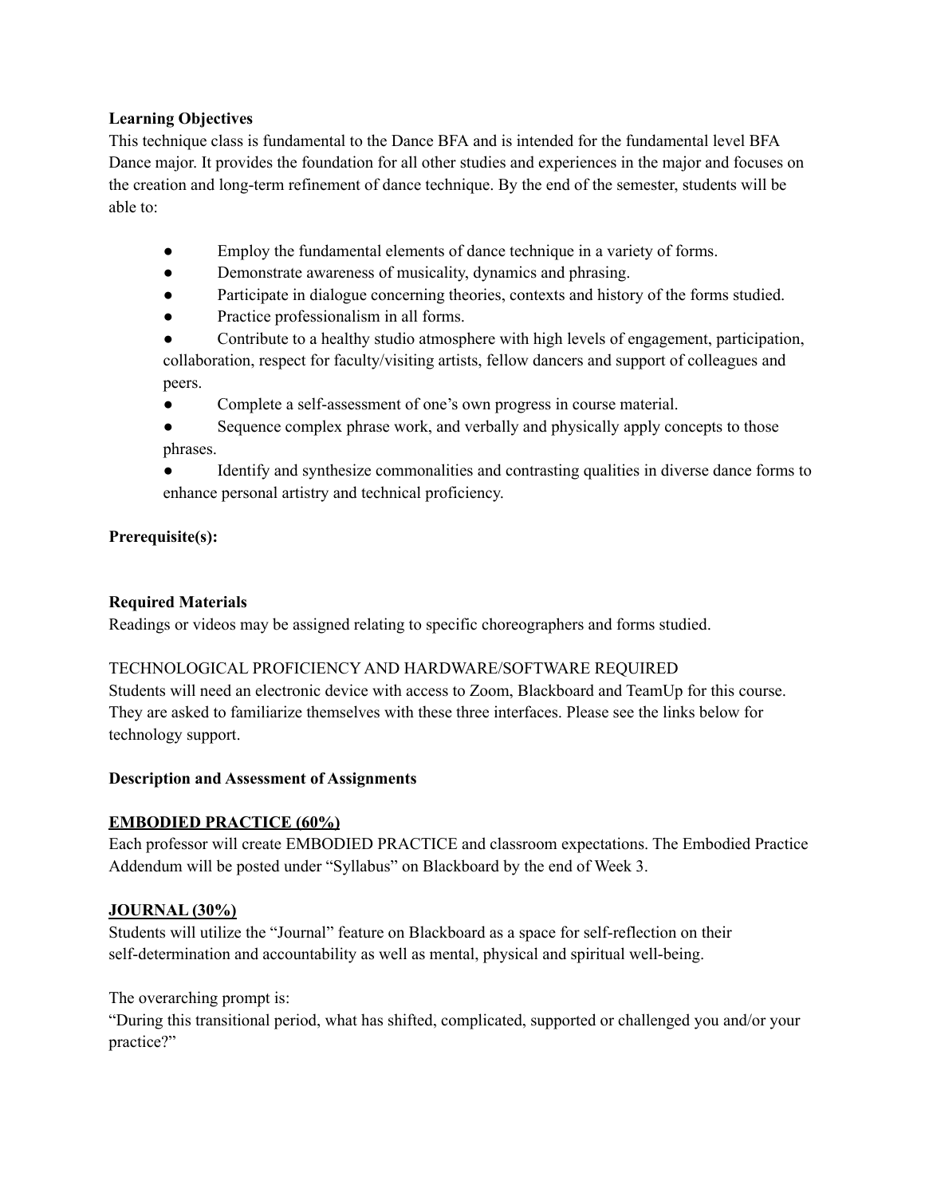**Learning Objectives**

This technique class is fundamental to the Dance BFA and is intended for the fundamental level BFA Dance major. It provides the foundation for all other studies and experiences in the major and focuses on the creation and long-term refinement of dance technique. By the end of the semester, students will be able to:

- Employ the fundamental elements of dance technique in a variety of forms.
- Demonstrate awareness of musicality, dynamics and phrasing.
- Participate in dialogue concerning theories, contexts and history of the forms studied.
- Practice professionalism in all forms.
- Contribute to a healthy studio atmosphere with high levels of engagement, participation, collaboration, respect for faculty/visiting artists, fellow dancers and support of colleagues and peers.
- Complete a self-assessment of one's own progress in course material.
- Sequence complex phrase work, and verbally and physically apply concepts to those phrases.
- Identify and synthesize commonalities and contrasting qualities in diverse dance forms to enhance personal artistry and technical proficiency.

**Prerequisite(s):**

**Required Materials**

Readings or videos may be assigned relating to specific choreographers and forms studied.

TECHNOLOGICAL PROFICIENCY AND HARDWARE/SOFTWARE REQUIRED

Students will need an electronic device with access to Zoom, Blackboard and TeamUp for this course. They are asked to familiarize themselves with these three interfaces. Please see the links below for technology support.

**Description and Assessment of Assignments**

**<u>EMBODIED PRACTICE (60%)</u>**

Each professor will create EMBODIED PRACTICE and classroom expectations. The Embodied Practice Addendum will be posted under "Syllabus" on Blackboard by the end of Week 3.

**<u>JOURNAL (30%)</u>**

Students will utilize the "Journal" feature on Blackboard as a space for self-reflection on their self-determination and accountability as well as mental, physical and spiritual well-being.

The overarching prompt is:

"During this transitional period, what has shifted, complicated, supported or challenged you and/or your practice?"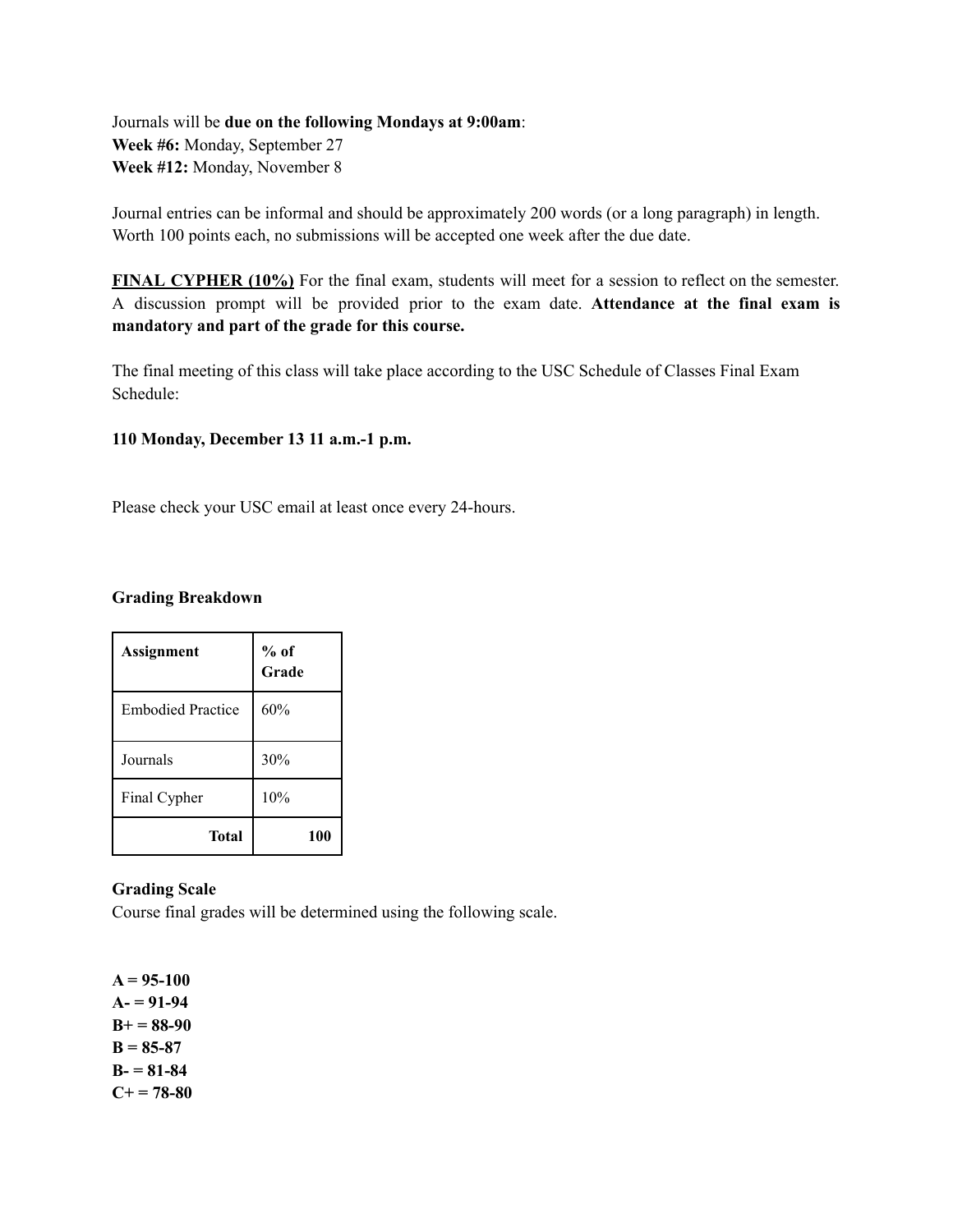Journals will be **due on the following Mondays at 9:00am**:
**Week #6:** Monday, September 27
**Week #12:** Monday, November 8

Journal entries can be informal and should be approximately 200 words (or a long paragraph) in length. Worth 100 points each, no submissions will be accepted one week after the due date.

**FINAL CYPHER (10%)** For the final exam, students will meet for a session to reflect on the semester. A discussion prompt will be provided prior to the exam date. **Attendance at the final exam is mandatory and part of the grade for this course.**

The final meeting of this class will take place according to the USC Schedule of Classes Final Exam Schedule:

**110 Monday, December 13 11 a.m.-1 p.m.**

Please check your USC email at least once every 24-hours.

**Grading Breakdown**

| Assignment | % of Grade |
|---|---|
| Embodied Practice | 60% |
| Journals | 30% |
| Final Cypher | 10% |
| **Total** | **100** |

**Grading Scale**
Course final grades will be determined using the following scale.

**A = 95-100**
**A- = 91-94**
**B+ = 88-90**
**B = 85-87**
**B- = 81-84**
**C+ = 78-80**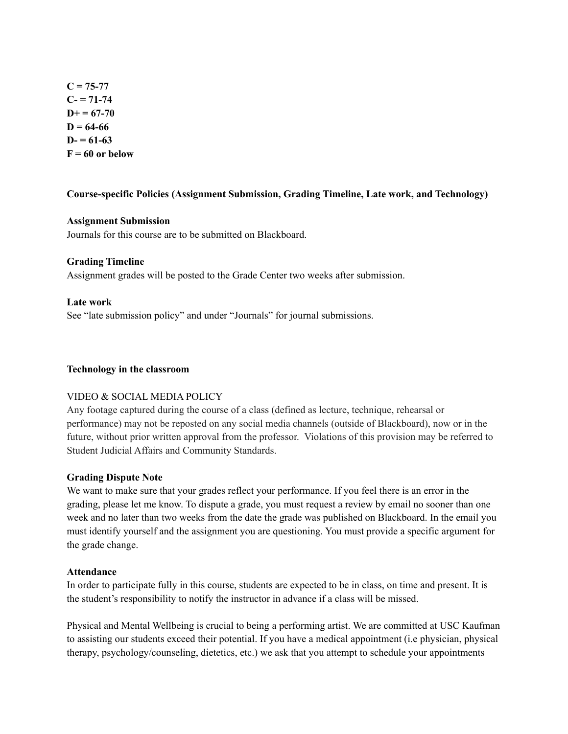**C = 75-77**
**C- = 71-74**
**D+ = 67-70**
**D = 64-66**
**D- = 61-63**
**F = 60 or below**

**Course-specific Policies (Assignment Submission, Grading Timeline, Late work, and Technology)**

**Assignment Submission**
Journals for this course are to be submitted on Blackboard.

**Grading Timeline**
Assignment grades will be posted to the Grade Center two weeks after submission.

**Late work**
See "late submission policy" and under "Journals" for journal submissions.

**Technology in the classroom**

VIDEO & SOCIAL MEDIA POLICY
Any footage captured during the course of a class (defined as lecture, technique, rehearsal or performance) may not be reposted on any social media channels (outside of Blackboard), now or in the future, without prior written approval from the professor. Violations of this provision may be referred to Student Judicial Affairs and Community Standards.

**Grading Dispute Note**
We want to make sure that your grades reflect your performance. If you feel there is an error in the grading, please let me know. To dispute a grade, you must request a review by email no sooner than one week and no later than two weeks from the date the grade was published on Blackboard. In the email you must identify yourself and the assignment you are questioning. You must provide a specific argument for the grade change.

**Attendance**
In order to participate fully in this course, students are expected to be in class, on time and present. It is the student's responsibility to notify the instructor in advance if a class will be missed.

Physical and Mental Wellbeing is crucial to being a performing artist. We are committed at USC Kaufman to assisting our students exceed their potential. If you have a medical appointment (i.e physician, physical therapy, psychology/counseling, dietetics, etc.) we ask that you attempt to schedule your appointments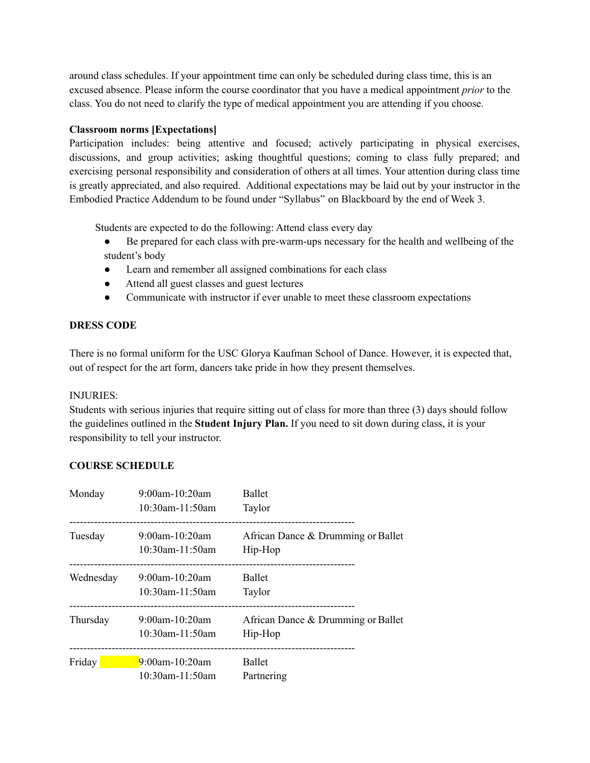around class schedules. If your appointment time can only be scheduled during class time, this is an excused absence. Please inform the course coordinator that you have a medical appointment *prior* to the class. You do not need to clarify the type of medical appointment you are attending if you choose.

**Classroom norms [Expectations]**

Participation includes: being attentive and focused; actively participating in physical exercises, discussions, and group activities; asking thoughtful questions; coming to class fully prepared; and exercising personal responsibility and consideration of others at all times. Your attention during class time is greatly appreciated, and also required. Additional expectations may be laid out by your instructor in the Embodied Practice Addendum to be found under "Syllabus" on Blackboard by the end of Week 3.

Students are expected to do the following: Attend class every day

- Be prepared for each class with pre-warm-ups necessary for the health and wellbeing of the student's body
- Learn and remember all assigned combinations for each class
- Attend all guest classes and guest lectures
- Communicate with instructor if ever unable to meet these classroom expectations

**DRESS CODE**

There is no formal uniform for the USC Glorya Kaufman School of Dance. However, it is expected that, out of respect for the art form, dancers take pride in how they present themselves.

INJURIES:

Students with serious injuries that require sitting out of class for more than three (3) days should follow the guidelines outlined in the **Student Injury Plan.** If you need to sit down during class, it is your responsibility to tell your instructor.

**COURSE SCHEDULE**

| Day | Time | Class |
|---|---|---|
| Monday | 9:00am-10:20am | Ballet |
| | 10:30am-11:50am | Taylor |
| Tuesday | 9:00am-10:20am | African Dance & Drumming or Ballet |
| | 10:30am-11:50am | Hip-Hop |
| Wednesday | 9:00am-10:20am | Ballet |
| | 10:30am-11:50am | Taylor |
| Thursday | 9:00am-10:20am | African Dance & Drumming or Ballet |
| | 10:30am-11:50am | Hip-Hop |
| Friday | 9:00am-10:20am | Ballet |
| | 10:30am-11:50am | Partnering |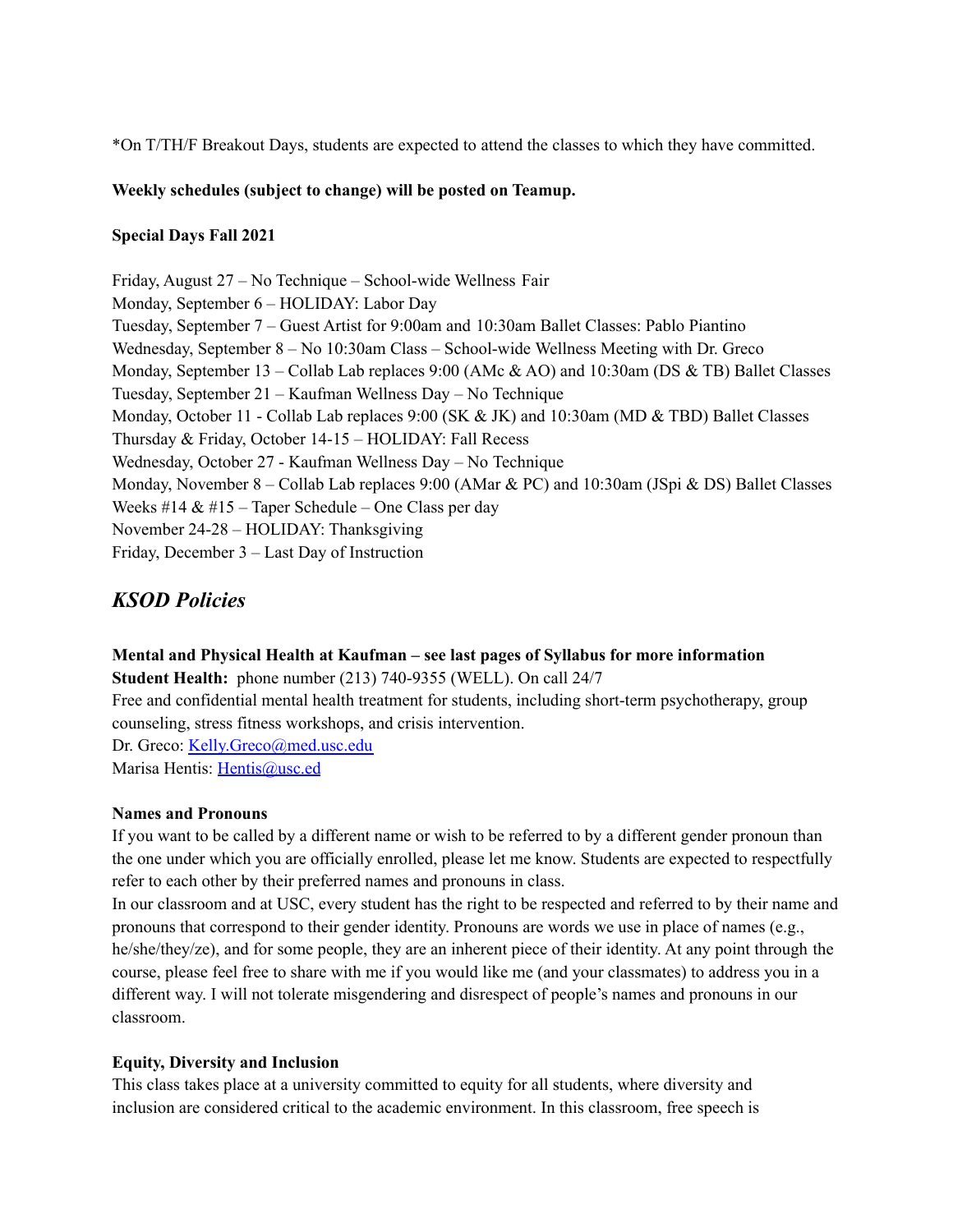*On T/TH/F Breakout Days, students are expected to attend the classes to which they have committed.

**Weekly schedules (subject to change) will be posted on Teamup.**

**Special Days Fall 2021**

Friday, August 27 – No Technique – School-wide Wellness Fair
Monday, September 6 – HOLIDAY: Labor Day
Tuesday, September 7 – Guest Artist for 9:00am and 10:30am Ballet Classes: Pablo Piantino
Wednesday, September 8 – No 10:30am Class – School-wide Wellness Meeting with Dr. Greco
Monday, September 13 – Collab Lab replaces 9:00 (AMc & AO) and 10:30am (DS & TB) Ballet Classes
Tuesday, September 21 – Kaufman Wellness Day – No Technique
Monday, October 11 - Collab Lab replaces 9:00 (SK & JK) and 10:30am (MD & TBD) Ballet Classes
Thursday & Friday, October 14-15 – HOLIDAY: Fall Recess
Wednesday, October 27 - Kaufman Wellness Day – No Technique
Monday, November 8 – Collab Lab replaces 9:00 (AMar & PC) and 10:30am (JSpi & DS) Ballet Classes
Weeks #14 & #15 – Taper Schedule – One Class per day
November 24-28 – HOLIDAY: Thanksgiving
Friday, December 3 – Last Day of Instruction

## *KSOD Policies*

**Mental and Physical Health at Kaufman – see last pages of Syllabus for more information**
**Student Health:** phone number (213) 740-9355 (WELL). On call 24/7
Free and confidential mental health treatment for students, including short-term psychotherapy, group counseling, stress fitness workshops, and crisis intervention.
Dr. Greco: Kelly.Greco@med.usc.edu
Marisa Hentis: Hentis@usc.ed

**Names and Pronouns**
If you want to be called by a different name or wish to be referred to by a different gender pronoun than the one under which you are officially enrolled, please let me know. Students are expected to respectfully refer to each other by their preferred names and pronouns in class.
In our classroom and at USC, every student has the right to be respected and referred to by their name and pronouns that correspond to their gender identity. Pronouns are words we use in place of names (e.g., he/she/they/ze), and for some people, they are an inherent piece of their identity. At any point through the course, please feel free to share with me if you would like me (and your classmates) to address you in a different way. I will not tolerate misgendering and disrespect of people's names and pronouns in our classroom.

**Equity, Diversity and Inclusion**
This class takes place at a university committed to equity for all students, where diversity and inclusion are considered critical to the academic environment. In this classroom, free speech is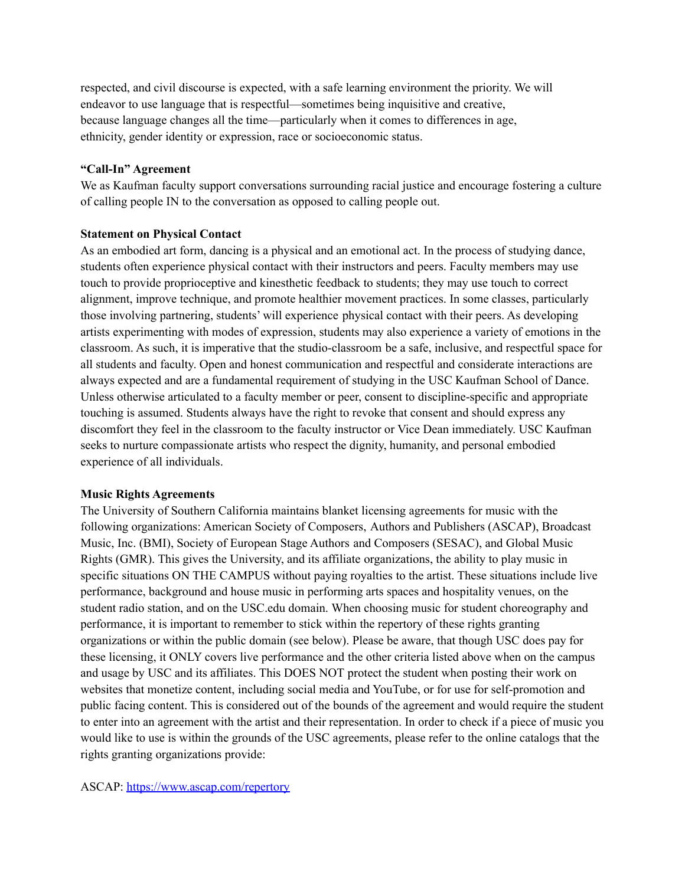respected, and civil discourse is expected, with a safe learning environment the priority. We will endeavor to use language that is respectful—sometimes being inquisitive and creative, because language changes all the time—particularly when it comes to differences in age, ethnicity, gender identity or expression, race or socioeconomic status.

**"Call-In" Agreement**

We as Kaufman faculty support conversations surrounding racial justice and encourage fostering a culture of calling people IN to the conversation as opposed to calling people out.

**Statement on Physical Contact**

As an embodied art form, dancing is a physical and an emotional act. In the process of studying dance, students often experience physical contact with their instructors and peers. Faculty members may use touch to provide proprioceptive and kinesthetic feedback to students; they may use touch to correct alignment, improve technique, and promote healthier movement practices. In some classes, particularly those involving partnering, students' will experience physical contact with their peers. As developing artists experimenting with modes of expression, students may also experience a variety of emotions in the classroom. As such, it is imperative that the studio-classroom be a safe, inclusive, and respectful space for all students and faculty. Open and honest communication and respectful and considerate interactions are always expected and are a fundamental requirement of studying in the USC Kaufman School of Dance. Unless otherwise articulated to a faculty member or peer, consent to discipline-specific and appropriate touching is assumed. Students always have the right to revoke that consent and should express any discomfort they feel in the classroom to the faculty instructor or Vice Dean immediately. USC Kaufman seeks to nurture compassionate artists who respect the dignity, humanity, and personal embodied experience of all individuals.

**Music Rights Agreements**

The University of Southern California maintains blanket licensing agreements for music with the following organizations: American Society of Composers, Authors and Publishers (ASCAP), Broadcast Music, Inc. (BMI), Society of European Stage Authors and Composers (SESAC), and Global Music Rights (GMR). This gives the University, and its affiliate organizations, the ability to play music in specific situations ON THE CAMPUS without paying royalties to the artist. These situations include live performance, background and house music in performing arts spaces and hospitality venues, on the student radio station, and on the USC.edu domain. When choosing music for student choreography and performance, it is important to remember to stick within the repertory of these rights granting organizations or within the public domain (see below). Please be aware, that though USC does pay for these licensing, it ONLY covers live performance and the other criteria listed above when on the campus and usage by USC and its affiliates. This DOES NOT protect the student when posting their work on websites that monetize content, including social media and YouTube, or for use for self-promotion and public facing content. This is considered out of the bounds of the agreement and would require the student to enter into an agreement with the artist and their representation. In order to check if a piece of music you would like to use is within the grounds of the USC agreements, please refer to the online catalogs that the rights granting organizations provide:

ASCAP: https://www.ascap.com/repertory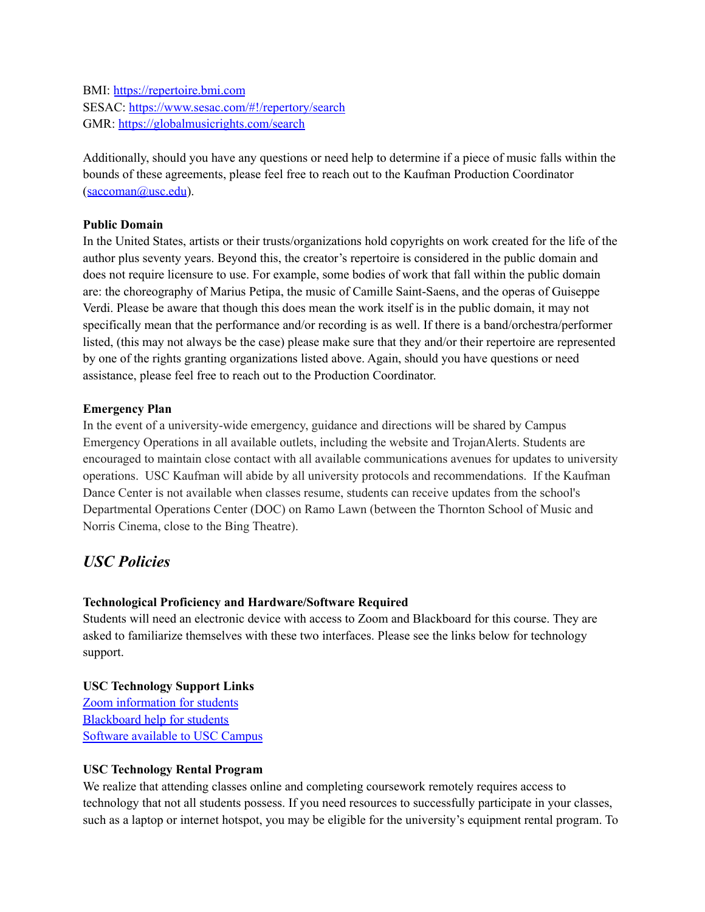BMI: [https://repertoire.bmi.com](https://repertoire.bmi.com)
SESAC: [https://www.sesac.com/#!/repertory/search](https://www.sesac.com/#!/repertory/search)
GMR: [https://globalmusicrights.com/search](https://globalmusicrights.com/search)

Additionally, should you have any questions or need help to determine if a piece of music falls within the bounds of these agreements, please feel free to reach out to the Kaufman Production Coordinator ([saccoman@usc.edu](mailto:saccoman@usc.edu)).

**Public Domain**
In the United States, artists or their trusts/organizations hold copyrights on work created for the life of the author plus seventy years. Beyond this, the creator's repertoire is considered in the public domain and does not require licensure to use. For example, some bodies of work that fall within the public domain are: the choreography of Marius Petipa, the music of Camille Saint-Saens, and the operas of Guiseppe Verdi. Please be aware that though this does mean the work itself is in the public domain, it may not specifically mean that the performance and/or recording is as well. If there is a band/orchestra/performer listed, (this may not always be the case) please make sure that they and/or their repertoire are represented by one of the rights granting organizations listed above. Again, should you have questions or need assistance, please feel free to reach out to the Production Coordinator.

**Emergency Plan**
In the event of a university-wide emergency, guidance and directions will be shared by Campus Emergency Operations in all available outlets, including the website and TrojanAlerts. Students are encouraged to maintain close contact with all available communications avenues for updates to university operations. USC Kaufman will abide by all university protocols and recommendations. If the Kaufman Dance Center is not available when classes resume, students can receive updates from the school's Departmental Operations Center (DOC) on Ramo Lawn (between the Thornton School of Music and Norris Cinema, close to the Bing Theatre).

## *USC Policies*

**Technological Proficiency and Hardware/Software Required**
Students will need an electronic device with access to Zoom and Blackboard for this course. They are asked to familiarize themselves with these two interfaces. Please see the links below for technology support.

**USC Technology Support Links**
Zoom information for students
Blackboard help for students
Software available to USC Campus

**USC Technology Rental Program**
We realize that attending classes online and completing coursework remotely requires access to technology that not all students possess. If you need resources to successfully participate in your classes, such as a laptop or internet hotspot, you may be eligible for the university's equipment rental program. To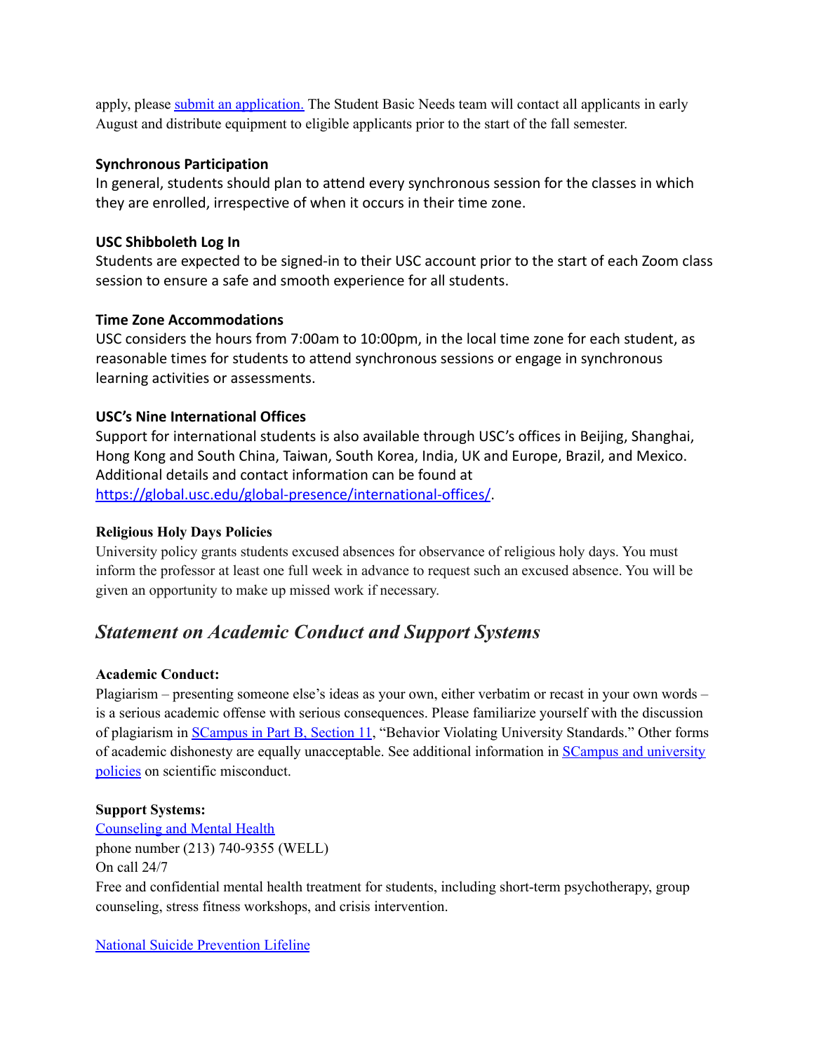apply, please [submit an application.](#) The Student Basic Needs team will contact all applicants in early August and distribute equipment to eligible applicants prior to the start of the fall semester.

**Synchronous Participation**
In general, students should plan to attend every synchronous session for the classes in which they are enrolled, irrespective of when it occurs in their time zone.

**USC Shibboleth Log In**
Students are expected to be signed-in to their USC account prior to the start of each Zoom class session to ensure a safe and smooth experience for all students.

**Time Zone Accommodations**
USC considers the hours from 7:00am to 10:00pm, in the local time zone for each student, as reasonable times for students to attend synchronous sessions or engage in synchronous learning activities or assessments.

**USC's Nine International Offices**
Support for international students is also available through USC's offices in Beijing, Shanghai, Hong Kong and South China, Taiwan, South Korea, India, UK and Europe, Brazil, and Mexico. Additional details and contact information can be found at https://global.usc.edu/global-presence/international-offices/.

**Religious Holy Days Policies**
University policy grants students excused absences for observance of religious holy days. You must inform the professor at least one full week in advance to request such an excused absence. You will be given an opportunity to make up missed work if necessary.

## *Statement on Academic Conduct and Support Systems*

**Academic Conduct:**
Plagiarism – presenting someone else's ideas as your own, either verbatim or recast in your own words – is a serious academic offense with serious consequences. Please familiarize yourself with the discussion of plagiarism in SCampus in Part B, Section 11, "Behavior Violating University Standards." Other forms of academic dishonesty are equally unacceptable. See additional information in SCampus and university policies on scientific misconduct.

**Support Systems:**
Counseling and Mental Health
phone number (213) 740-9355 (WELL)
On call 24/7
Free and confidential mental health treatment for students, including short-term psychotherapy, group counseling, stress fitness workshops, and crisis intervention.

National Suicide Prevention Lifeline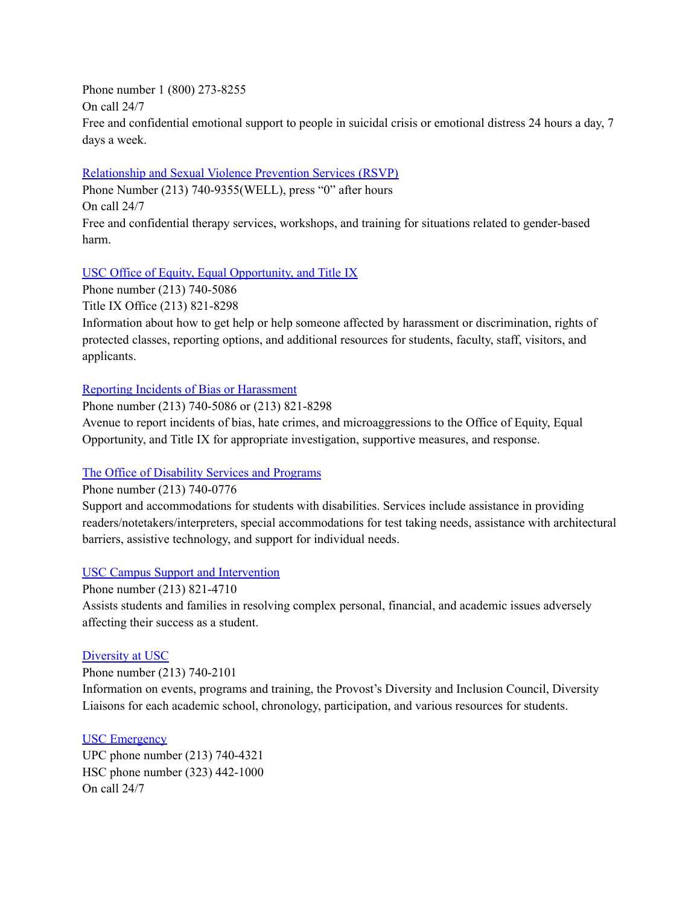Phone number 1 (800) 273-8255
On call 24/7
Free and confidential emotional support to people in suicidal crisis or emotional distress 24 hours a day, 7 days a week.

[Relationship and Sexual Violence Prevention Services (RSVP)]
Phone Number (213) 740-9355(WELL), press "0" after hours
On call 24/7
Free and confidential therapy services, workshops, and training for situations related to gender-based harm.

[USC Office of Equity, Equal Opportunity, and Title IX]
Phone number (213) 740-5086
Title IX Office (213) 821-8298
Information about how to get help or help someone affected by harassment or discrimination, rights of protected classes, reporting options, and additional resources for students, faculty, staff, visitors, and applicants.

[Reporting Incidents of Bias or Harassment]
Phone number (213) 740-5086 or (213) 821-8298
Avenue to report incidents of bias, hate crimes, and microaggressions to the Office of Equity, Equal Opportunity, and Title IX for appropriate investigation, supportive measures, and response.

[The Office of Disability Services and Programs]
Phone number (213) 740-0776
Support and accommodations for students with disabilities. Services include assistance in providing readers/notetakers/interpreters, special accommodations for test taking needs, assistance with architectural barriers, assistive technology, and support for individual needs.

[USC Campus Support and Intervention]
Phone number (213) 821-4710
Assists students and families in resolving complex personal, financial, and academic issues adversely affecting their success as a student.

[Diversity at USC]
Phone number (213) 740-2101
Information on events, programs and training, the Provost's Diversity and Inclusion Council, Diversity Liaisons for each academic school, chronology, participation, and various resources for students.

[USC Emergency]
UPC phone number (213) 740-4321
HSC phone number (323) 442-1000
On call 24/7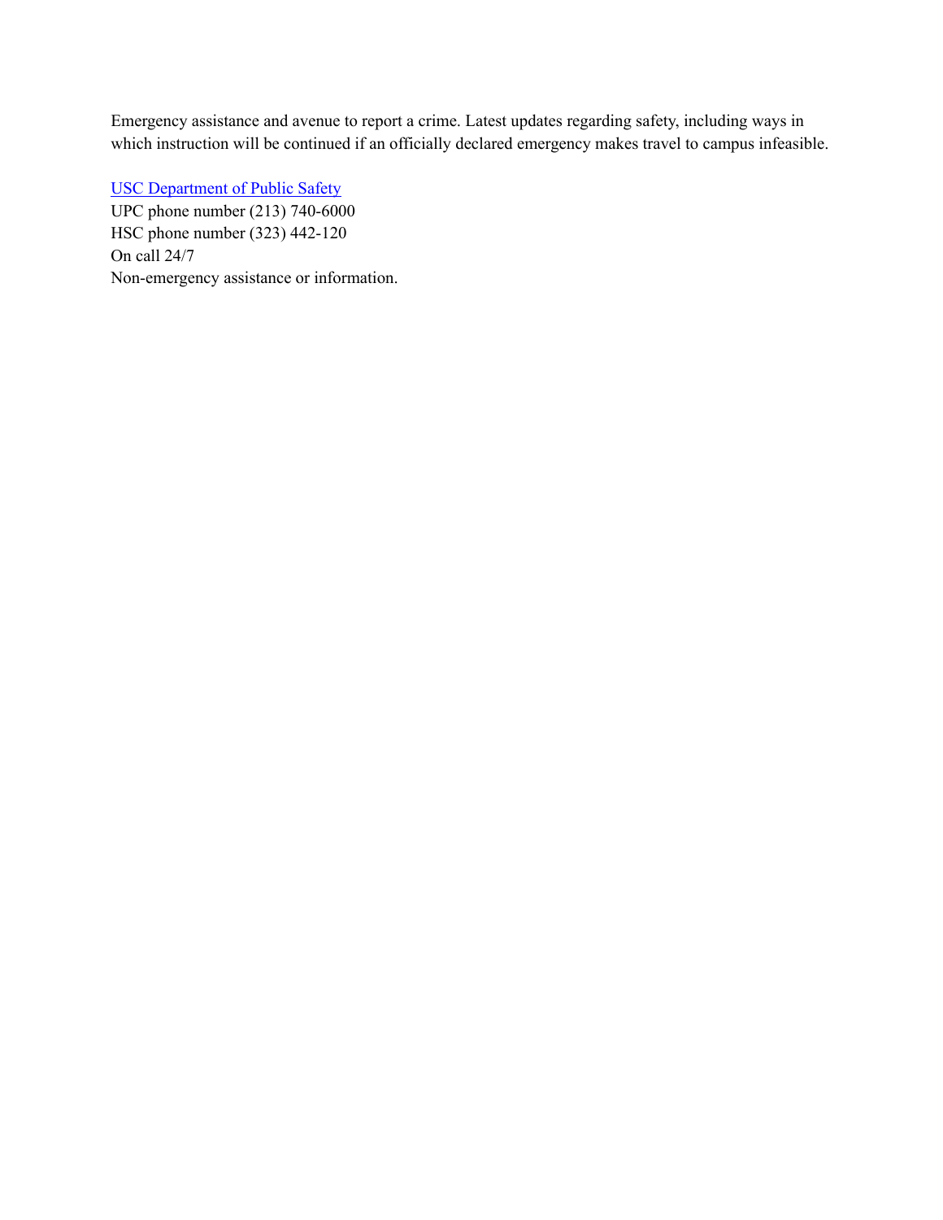Emergency assistance and avenue to report a crime. Latest updates regarding safety, including ways in which instruction will be continued if an officially declared emergency makes travel to campus infeasible.

USC Department of Public Safety
UPC phone number (213) 740-6000
HSC phone number (323) 442-120
On call 24/7
Non-emergency assistance or information.